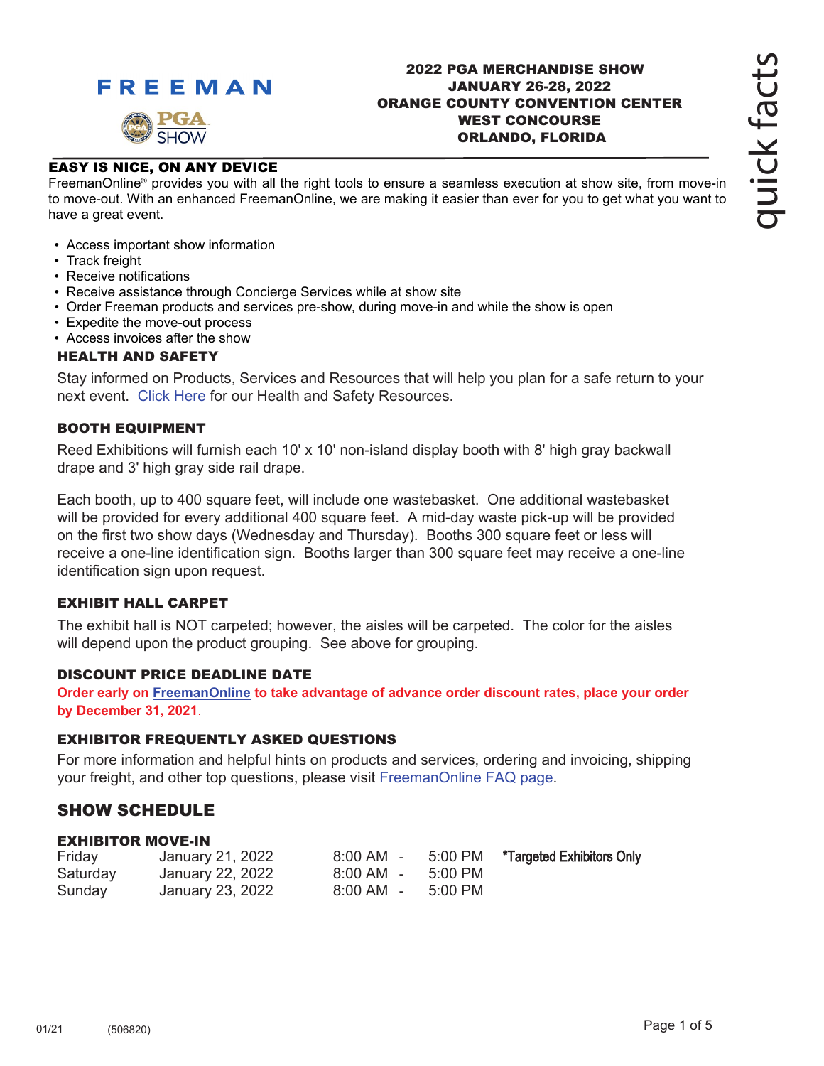FREEMAN

PGA SHOW

# 2022 PGA MERCHANDISE SHOW
## JANUARY 26-28, 2022
## ORANGE COUNTY CONVENTION CENTER
## WEST CONCOURSE
## ORLANDO, FLORIDA

quick facts

### EASY IS NICE, ON ANY DEVICE

FreemanOnline® provides you with all the right tools to ensure a seamless execution at show site, from move-in to move-out. With an enhanced FreemanOnline, we are making it easier than ever for you to get what you want to have a great event.

- Access important show information
- Track freight
- Receive notifications
- Receive assistance through Concierge Services while at show site
- Order Freeman products and services pre-show, during move-in and while the show is open
- Expedite the move-out process
- Access invoices after the show

### HEALTH AND SAFETY

Stay informed on Products, Services and Resources that will help you plan for a safe return to your next event. Click Here for our Health and Safety Resources.

### BOOTH EQUIPMENT

Reed Exhibitions will furnish each 10' x 10' non-island display booth with 8' high gray backwall drape and 3' high gray side rail drape.

Each booth, up to 400 square feet, will include one wastebasket. One additional wastebasket will be provided for every additional 400 square feet. A mid-day waste pick-up will be provided on the first two show days (Wednesday and Thursday). Booths 300 square feet or less will receive a one-line identification sign. Booths larger than 300 square feet may receive a one-line identification sign upon request.

### EXHIBIT HALL CARPET

The exhibit hall is NOT carpeted; however, the aisles will be carpeted. The color for the aisles will depend upon the product grouping. See above for grouping.

### DISCOUNT PRICE DEADLINE DATE

**Order early on FreemanOnline to take advantage of advance order discount rates, place your order by December 31, 2021.**

### EXHIBITOR FREQUENTLY ASKED QUESTIONS

For more information and helpful hints on products and services, ordering and invoicing, shipping your freight, and other top questions, please visit FreemanOnline FAQ page.

## SHOW SCHEDULE

### EXHIBITOR MOVE-IN

| | | | |
|---|---|---|---|
| Friday | January 21, 2022 | 8:00 AM - 5:00 PM | *Targeted Exhibitors Only |
| Saturday | January 22, 2022 | 8:00 AM - 5:00 PM | |
| Sunday | January 23, 2022 | 8:00 AM - 5:00 PM | |

01/21 (506820)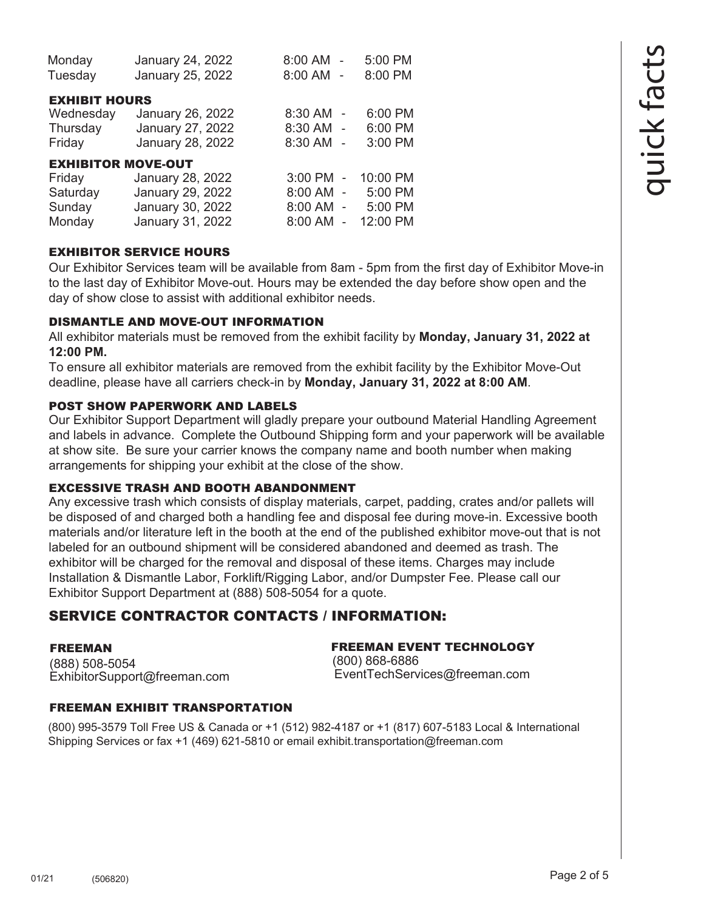| | | |
|---|---|---|
| Monday | January 24, 2022 | 8:00 AM - 5:00 PM |
| Tuesday | January 25, 2022 | 8:00 AM - 8:00 PM |

### EXHIBIT HOURS

| | | |
|---|---|---|
| Wednesday | January 26, 2022 | 8:30 AM - 6:00 PM |
| Thursday | January 27, 2022 | 8:30 AM - 6:00 PM |
| Friday | January 28, 2022 | 8:30 AM - 3:00 PM |

### EXHIBITOR MOVE-OUT

| | | |
|---|---|---|
| Friday | January 28, 2022 | 3:00 PM - 10:00 PM |
| Saturday | January 29, 2022 | 8:00 AM - 5:00 PM |
| Sunday | January 30, 2022 | 8:00 AM - 5:00 PM |
| Monday | January 31, 2022 | 8:00 AM - 12:00 PM |

### EXHIBITOR SERVICE HOURS

Our Exhibitor Services team will be available from 8am - 5pm from the first day of Exhibitor Move-in to the last day of Exhibitor Move-out. Hours may be extended the day before show open and the day of show close to assist with additional exhibitor needs.

### DISMANTLE AND MOVE-OUT INFORMATION

All exhibitor materials must be removed from the exhibit facility by **Monday, January 31, 2022 at 12:00 PM.**

To ensure all exhibitor materials are removed from the exhibit facility by the Exhibitor Move-Out deadline, please have all carriers check-in by **Monday, January 31, 2022 at 8:00 AM**.

### POST SHOW PAPERWORK AND LABELS

Our Exhibitor Support Department will gladly prepare your outbound Material Handling Agreement and labels in advance. Complete the Outbound Shipping form and your paperwork will be available at show site. Be sure your carrier knows the company name and booth number when making arrangements for shipping your exhibit at the close of the show.

### EXCESSIVE TRASH AND BOOTH ABANDONMENT

Any excessive trash which consists of display materials, carpet, padding, crates and/or pallets will be disposed of and charged both a handling fee and disposal fee during move-in. Excessive booth materials and/or literature left in the booth at the end of the published exhibitor move-out that is not labeled for an outbound shipment will be considered abandoned and deemed as trash. The exhibitor will be charged for the removal and disposal of these items. Charges may include Installation & Dismantle Labor, Forklift/Rigging Labor, and/or Dumpster Fee. Please call our Exhibitor Support Department at (888) 508-5054 for a quote.

## SERVICE CONTRACTOR CONTACTS / INFORMATION:

### FREEMAN

(888) 508-5054
ExhibitorSupport@freeman.com

### FREEMAN EVENT TECHNOLOGY

(800) 868-6886
EventTechServices@freeman.com

### FREEMAN EXHIBIT TRANSPORTATION

(800) 995-3579 Toll Free US & Canada or +1 (512) 982-4187 or +1 (817) 607-5183 Local & International Shipping Services or fax +1 (469) 621-5810 or email exhibit.transportation@freeman.com

01/21 (506820)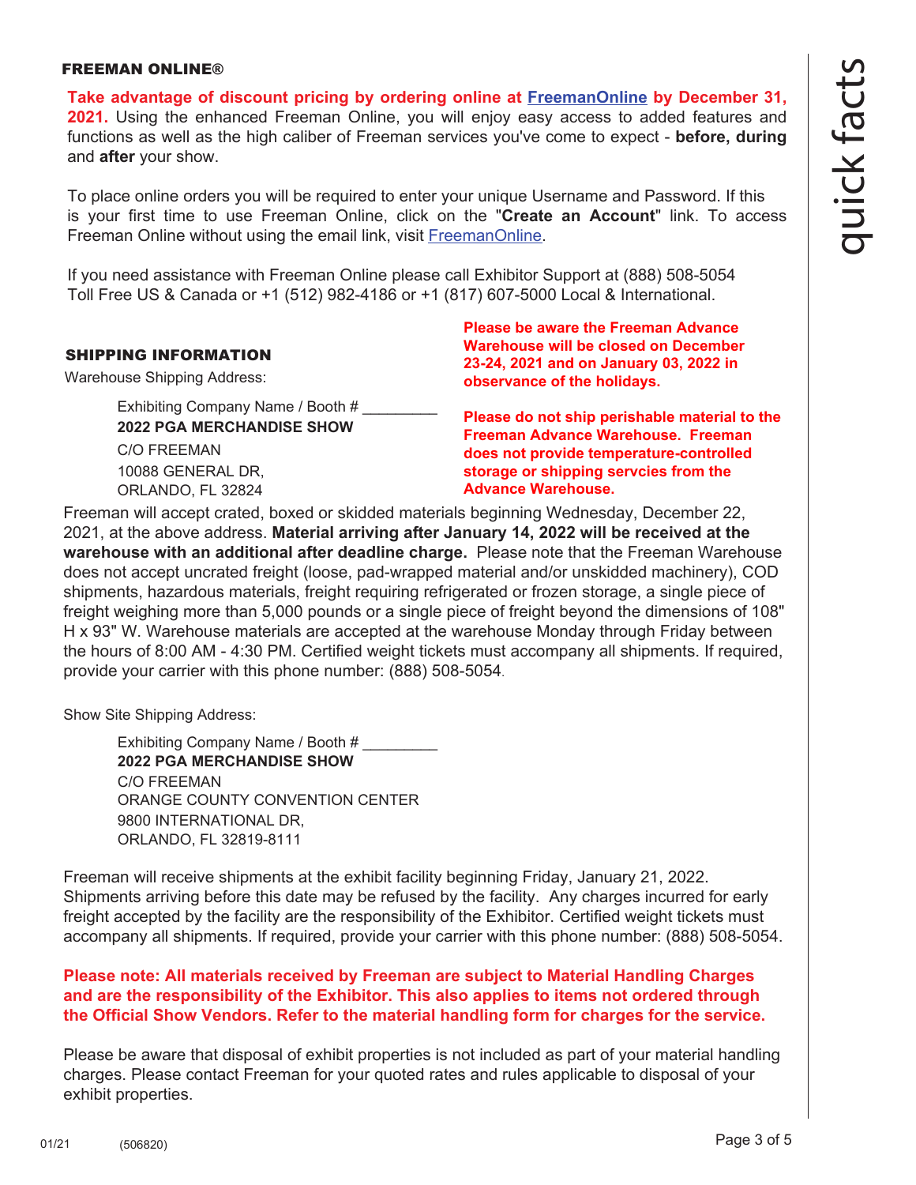## FREEMAN ONLINE®

**Take advantage of discount pricing by ordering online at FreemanOnline by December 31, 2021.** Using the enhanced Freeman Online, you will enjoy easy access to added features and functions as well as the high caliber of Freeman services you've come to expect - **before, during** and **after** your show.

To place online orders you will be required to enter your unique Username and Password. If this is your first time to use Freeman Online, click on the "**Create an Account**" link. To access Freeman Online without using the email link, visit FreemanOnline.

If you need assistance with Freeman Online please call Exhibitor Support at (888) 508-5054 Toll Free US & Canada or +1 (512) 982-4186 or +1 (817) 607-5000 Local & International.

## SHIPPING INFORMATION

**Please be aware the Freeman Advance Warehouse will be closed on December 23-24, 2021 and on January 03, 2022 in observance of the holidays.**

**Please do not ship perishable material to the Freeman Advance Warehouse. Freeman does not provide temperature-controlled storage or shipping servcies from the Advance Warehouse.**

Warehouse Shipping Address:

Exhibiting Company Name / Booth # _________
**2022 PGA MERCHANDISE SHOW**
C/O FREEMAN
10088 GENERAL DR,
ORLANDO, FL 32824

Freeman will accept crated, boxed or skidded materials beginning Wednesday, December 22, 2021, at the above address. **Material arriving after January 14, 2022 will be received at the warehouse with an additional after deadline charge.** Please note that the Freeman Warehouse does not accept uncrated freight (loose, pad-wrapped material and/or unskidded machinery), COD shipments, hazardous materials, freight requiring refrigerated or frozen storage, a single piece of freight weighing more than 5,000 pounds or a single piece of freight beyond the dimensions of 108" H x 93" W. Warehouse materials are accepted at the warehouse Monday through Friday between the hours of 8:00 AM - 4:30 PM. Certified weight tickets must accompany all shipments. If required, provide your carrier with this phone number: (888) 508-5054.

Show Site Shipping Address:

Exhibiting Company Name / Booth # _________
**2022 PGA MERCHANDISE SHOW**
C/O FREEMAN
ORANGE COUNTY CONVENTION CENTER
9800 INTERNATIONAL DR,
ORLANDO, FL 32819-8111

Freeman will receive shipments at the exhibit facility beginning Friday, January 21, 2022. Shipments arriving before this date may be refused by the facility. Any charges incurred for early freight accepted by the facility are the responsibility of the Exhibitor. Certified weight tickets must accompany all shipments. If required, provide your carrier with this phone number: (888) 508-5054.

**Please note: All materials received by Freeman are subject to Material Handling Charges and are the responsibility of the Exhibitor. This also applies to items not ordered through the Official Show Vendors. Refer to the material handling form for charges for the service.**

Please be aware that disposal of exhibit properties is not included as part of your material handling charges. Please contact Freeman for your quoted rates and rules applicable to disposal of your exhibit properties.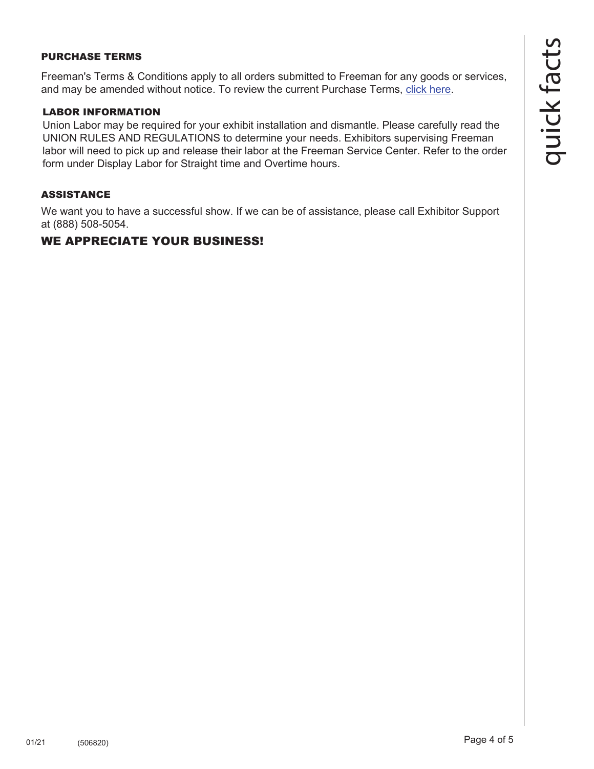### PURCHASE TERMS

Freeman's Terms & Conditions apply to all orders submitted to Freeman for any goods or services, and may be amended without notice. To review the current Purchase Terms, click here.

### LABOR INFORMATION

Union Labor may be required for your exhibit installation and dismantle. Please carefully read the UNION RULES AND REGULATIONS to determine your needs. Exhibitors supervising Freeman labor will need to pick up and release their labor at the Freeman Service Center. Refer to the order form under Display Labor for Straight time and Overtime hours.

### ASSISTANCE

We want you to have a successful show. If we can be of assistance, please call Exhibitor Support at (888) 508-5054.

## WE APPRECIATE YOUR BUSINESS!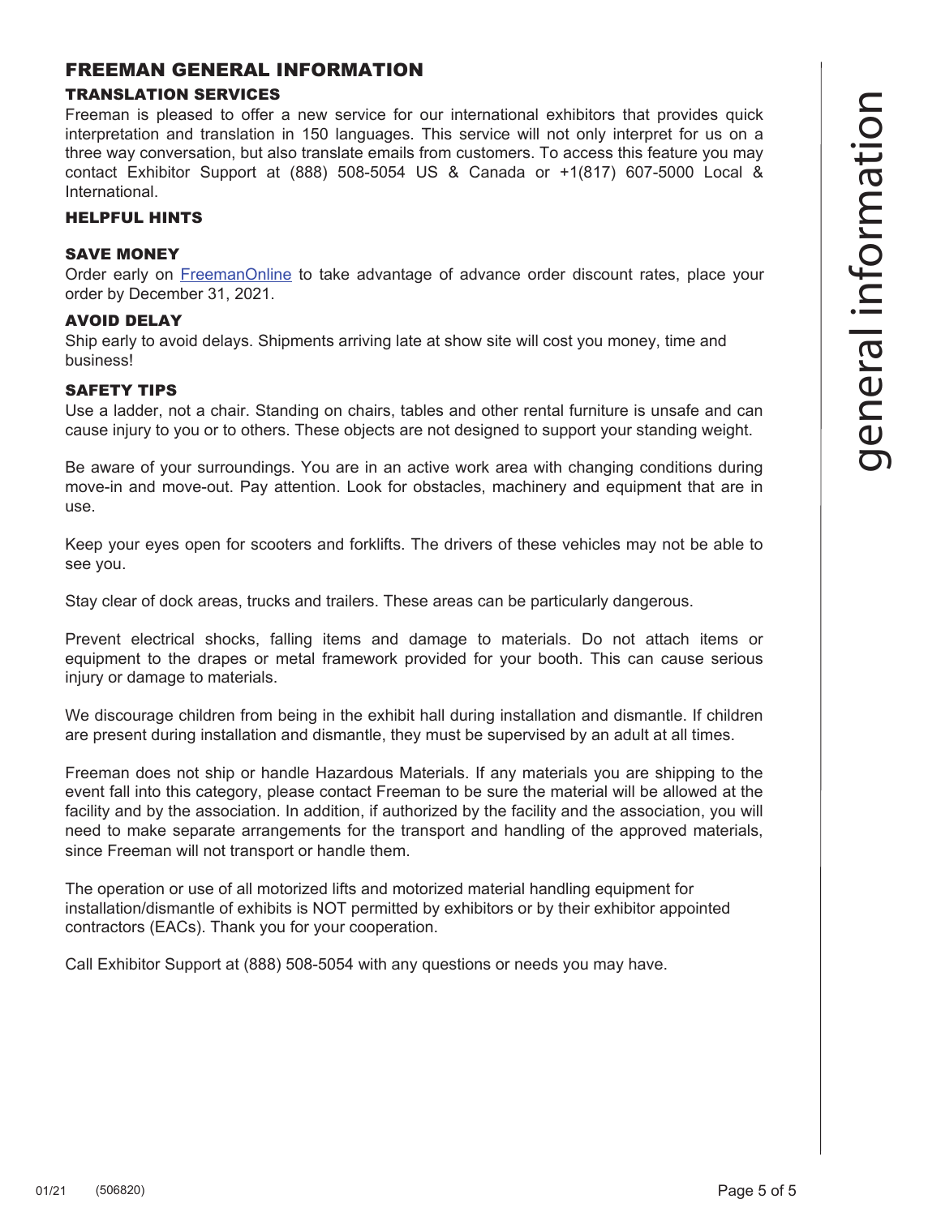# FREEMAN GENERAL INFORMATION

## TRANSLATION SERVICES

Freeman is pleased to offer a new service for our international exhibitors that provides quick interpretation and translation in 150 languages. This service will not only interpret for us on a three way conversation, but also translate emails from customers. To access this feature you may contact Exhibitor Support at (888) 508-5054 US & Canada or +1(817) 607-5000 Local & International.

## HELPFUL HINTS

### SAVE MONEY

Order early on [FreemanOnline]() to take advantage of advance order discount rates, place your order by December 31, 2021.

### AVOID DELAY

Ship early to avoid delays. Shipments arriving late at show site will cost you money, time and business!

### SAFETY TIPS

Use a ladder, not a chair. Standing on chairs, tables and other rental furniture is unsafe and can cause injury to you or to others. These objects are not designed to support your standing weight.

Be aware of your surroundings. You are in an active work area with changing conditions during move-in and move-out. Pay attention. Look for obstacles, machinery and equipment that are in use.

Keep your eyes open for scooters and forklifts. The drivers of these vehicles may not be able to see you.

Stay clear of dock areas, trucks and trailers. These areas can be particularly dangerous.

Prevent electrical shocks, falling items and damage to materials. Do not attach items or equipment to the drapes or metal framework provided for your booth. This can cause serious injury or damage to materials.

We discourage children from being in the exhibit hall during installation and dismantle. If children are present during installation and dismantle, they must be supervised by an adult at all times.

Freeman does not ship or handle Hazardous Materials. If any materials you are shipping to the event fall into this category, please contact Freeman to be sure the material will be allowed at the facility and by the association. In addition, if authorized by the facility and the association, you will need to make separate arrangements for the transport and handling of the approved materials, since Freeman will not transport or handle them.

The operation or use of all motorized lifts and motorized material handling equipment for installation/dismantle of exhibits is NOT permitted by exhibitors or by their exhibitor appointed contractors (EACs). Thank you for your cooperation.

Call Exhibitor Support at (888) 508-5054 with any questions or needs you may have.